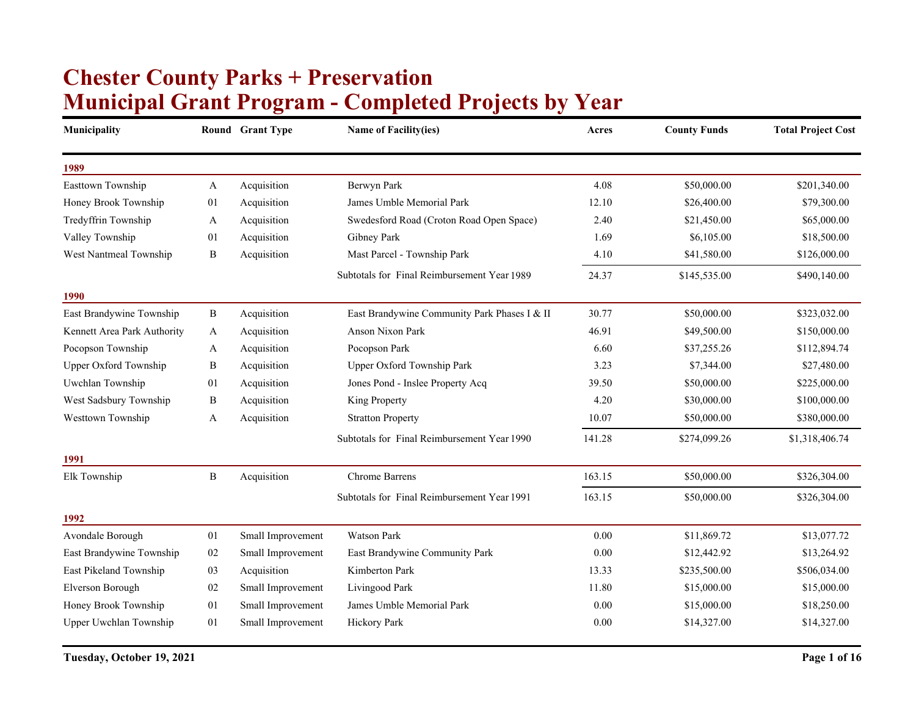# Chester County Parks + Preservation
# Municipal Grant Program - Completed Projects by Year

| Municipality | Round | Grant Type | Name of Facility(ies) | Acres | County Funds | Total Project Cost |
|---|---|---|---|---|---|---|
| **1989** | | | | | | |
| Easttown Township | A | Acquisition | Berwyn Park | 4.08 | $50,000.00 | $201,340.00 |
| Honey Brook Township | 01 | Acquisition | James Umble Memorial Park | 12.10 | $26,400.00 | $79,300.00 |
| Tredyffrin Township | A | Acquisition | Swedesford Road (Croton Road Open Space) | 2.40 | $21,450.00 | $65,000.00 |
| Valley Township | 01 | Acquisition | Gibney Park | 1.69 | $6,105.00 | $18,500.00 |
| West Nantmeal Township | B | Acquisition | Mast Parcel - Township Park | 4.10 | $41,580.00 | $126,000.00 |
| | | | Subtotals for Final Reimbursement Year 1989 | 24.37 | $145,535.00 | $490,140.00 |
| **1990** | | | | | | |
| East Brandywine Township | B | Acquisition | East Brandywine Community Park Phases I & II | 30.77 | $50,000.00 | $323,032.00 |
| Kennett Area Park Authority | A | Acquisition | Anson Nixon Park | 46.91 | $49,500.00 | $150,000.00 |
| Pocopson Township | A | Acquisition | Pocopson Park | 6.60 | $37,255.26 | $112,894.74 |
| Upper Oxford Township | B | Acquisition | Upper Oxford Township Park | 3.23 | $7,344.00 | $27,480.00 |
| Uwchlan Township | 01 | Acquisition | Jones Pond - Inslee Property Acq | 39.50 | $50,000.00 | $225,000.00 |
| West Sadsbury Township | B | Acquisition | King Property | 4.20 | $30,000.00 | $100,000.00 |
| Westtown Township | A | Acquisition | Stratton Property | 10.07 | $50,000.00 | $380,000.00 |
| | | | Subtotals for Final Reimbursement Year 1990 | 141.28 | $274,099.26 | $1,318,406.74 |
| **1991** | | | | | | |
| Elk Township | B | Acquisition | Chrome Barrens | 163.15 | $50,000.00 | $326,304.00 |
| | | | Subtotals for Final Reimbursement Year 1991 | 163.15 | $50,000.00 | $326,304.00 |
| **1992** | | | | | | |
| Avondale Borough | 01 | Small Improvement | Watson Park | 0.00 | $11,869.72 | $13,077.72 |
| East Brandywine Township | 02 | Small Improvement | East Brandywine Community Park | 0.00 | $12,442.92 | $13,264.92 |
| East Pikeland Township | 03 | Acquisition | Kimberton Park | 13.33 | $235,500.00 | $506,034.00 |
| Elverson Borough | 02 | Small Improvement | Livingood Park | 11.80 | $15,000.00 | $15,000.00 |
| Honey Brook Township | 01 | Small Improvement | James Umble Memorial Park | 0.00 | $15,000.00 | $18,250.00 |
| Upper Uwchlan Township | 01 | Small Improvement | Hickory Park | 0.00 | $14,327.00 | $14,327.00 |

**Tuesday, October 19, 2021**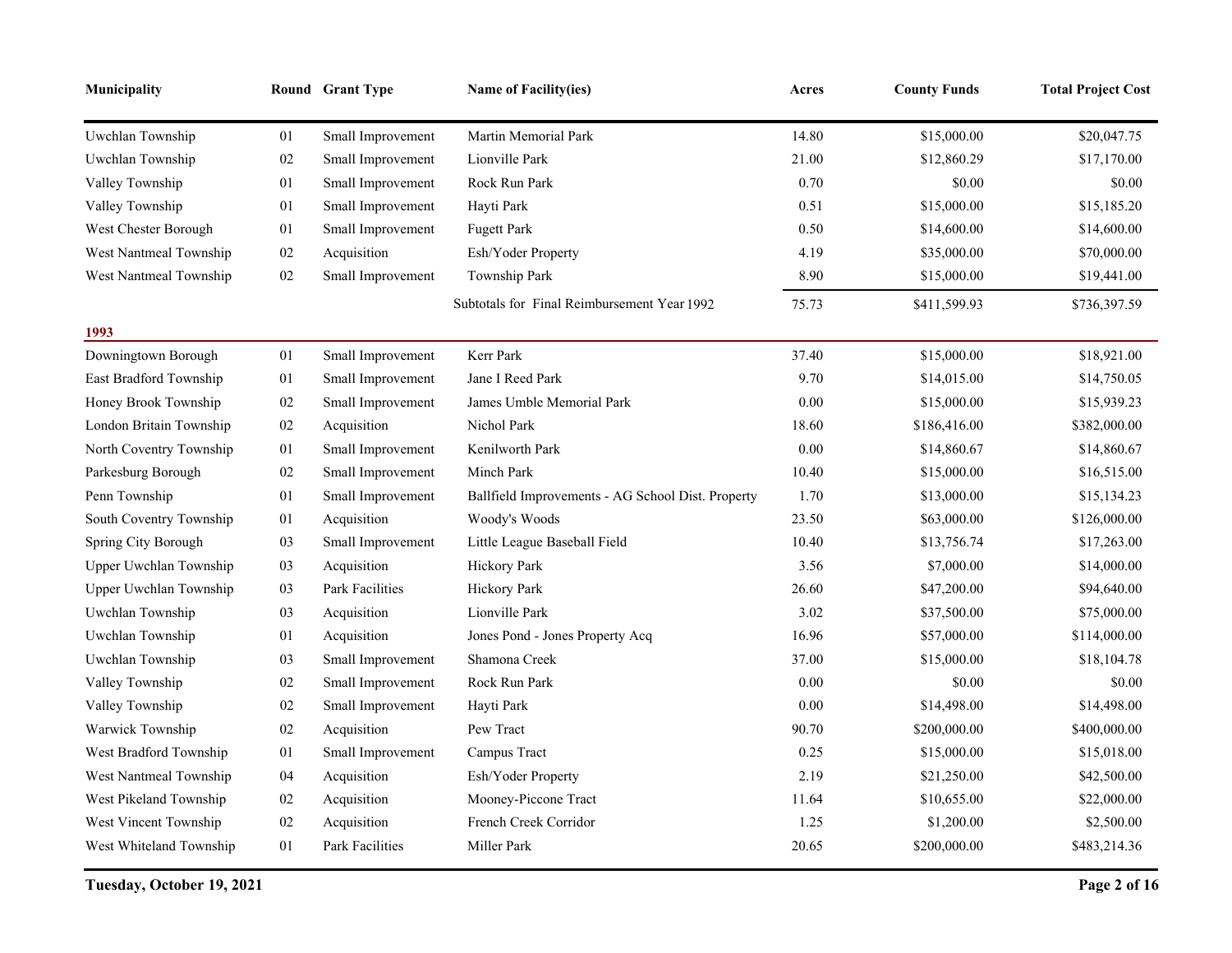| Municipality | Round | Grant Type | Name of Facility(ies) | Acres | County Funds | Total Project Cost |
|---|---|---|---|---|---|---|
| Uwchlan Township | 01 | Small Improvement | Martin Memorial Park | 14.80 | $15,000.00 | $20,047.75 |
| Uwchlan Township | 02 | Small Improvement | Lionville Park | 21.00 | $12,860.29 | $17,170.00 |
| Valley Township | 01 | Small Improvement | Rock Run Park | 0.70 | $0.00 | $0.00 |
| Valley Township | 01 | Small Improvement | Hayti Park | 0.51 | $15,000.00 | $15,185.20 |
| West Chester Borough | 01 | Small Improvement | Fugett Park | 0.50 | $14,600.00 | $14,600.00 |
| West Nantmeal Township | 02 | Acquisition | Esh/Yoder Property | 4.19 | $35,000.00 | $70,000.00 |
| West Nantmeal Township | 02 | Small Improvement | Township Park | 8.90 | $15,000.00 | $19,441.00 |
| | | | Subtotals for Final Reimbursement Year 1992 | 75.73 | $411,599.93 | $736,397.59 |
| **1993** | | | | | | |
| Downingtown Borough | 01 | Small Improvement | Kerr Park | 37.40 | $15,000.00 | $18,921.00 |
| East Bradford Township | 01 | Small Improvement | Jane I Reed Park | 9.70 | $14,015.00 | $14,750.05 |
| Honey Brook Township | 02 | Small Improvement | James Umble Memorial Park | 0.00 | $15,000.00 | $15,939.23 |
| London Britain Township | 02 | Acquisition | Nichol Park | 18.60 | $186,416.00 | $382,000.00 |
| North Coventry Township | 01 | Small Improvement | Kenilworth Park | 0.00 | $14,860.67 | $14,860.67 |
| Parkesburg Borough | 02 | Small Improvement | Minch Park | 10.40 | $15,000.00 | $16,515.00 |
| Penn Township | 01 | Small Improvement | Ballfield Improvements - AG School Dist. Property | 1.70 | $13,000.00 | $15,134.23 |
| South Coventry Township | 01 | Acquisition | Woody's Woods | 23.50 | $63,000.00 | $126,000.00 |
| Spring City Borough | 03 | Small Improvement | Little League Baseball Field | 10.40 | $13,756.74 | $17,263.00 |
| Upper Uwchlan Township | 03 | Acquisition | Hickory Park | 3.56 | $7,000.00 | $14,000.00 |
| Upper Uwchlan Township | 03 | Park Facilities | Hickory Park | 26.60 | $47,200.00 | $94,640.00 |
| Uwchlan Township | 03 | Acquisition | Lionville Park | 3.02 | $37,500.00 | $75,000.00 |
| Uwchlan Township | 01 | Acquisition | Jones Pond - Jones Property Acq | 16.96 | $57,000.00 | $114,000.00 |
| Uwchlan Township | 03 | Small Improvement | Shamona Creek | 37.00 | $15,000.00 | $18,104.78 |
| Valley Township | 02 | Small Improvement | Rock Run Park | 0.00 | $0.00 | $0.00 |
| Valley Township | 02 | Small Improvement | Hayti Park | 0.00 | $14,498.00 | $14,498.00 |
| Warwick Township | 02 | Acquisition | Pew Tract | 90.70 | $200,000.00 | $400,000.00 |
| West Bradford Township | 01 | Small Improvement | Campus Tract | 0.25 | $15,000.00 | $15,018.00 |
| West Nantmeal Township | 04 | Acquisition | Esh/Yoder Property | 2.19 | $21,250.00 | $42,500.00 |
| West Pikeland Township | 02 | Acquisition | Mooney-Piccone Tract | 11.64 | $10,655.00 | $22,000.00 |
| West Vincent Township | 02 | Acquisition | French Creek Corridor | 1.25 | $1,200.00 | $2,500.00 |
| West Whiteland Township | 01 | Park Facilities | Miller Park | 20.65 | $200,000.00 | $483,214.36 |

Tuesday, October 19, 2021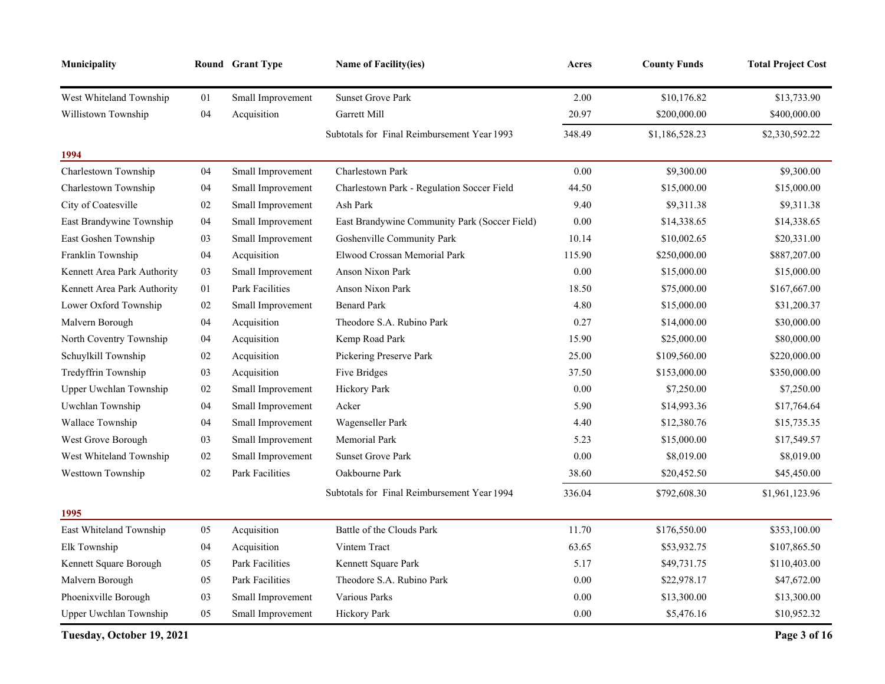| Municipality | Round | Grant Type | Name of Facility(ies) | Acres | County Funds | Total Project Cost |
|---|---|---|---|---|---|---|
| West Whiteland Township | 01 | Small Improvement | Sunset Grove Park | 2.00 | $10,176.82 | $13,733.90 |
| Willistown Township | 04 | Acquisition | Garrett Mill | 20.97 | $200,000.00 | $400,000.00 |
| | | | Subtotals for Final Reimbursement Year 1993 | 348.49 | $1,186,528.23 | $2,330,592.22 |
| **1994** | | | | | | |
| Charlestown Township | 04 | Small Improvement | Charlestown Park | 0.00 | $9,300.00 | $9,300.00 |
| Charlestown Township | 04 | Small Improvement | Charlestown Park - Regulation Soccer Field | 44.50 | $15,000.00 | $15,000.00 |
| City of Coatesville | 02 | Small Improvement | Ash Park | 9.40 | $9,311.38 | $9,311.38 |
| East Brandywine Township | 04 | Small Improvement | East Brandywine Community Park (Soccer Field) | 0.00 | $14,338.65 | $14,338.65 |
| East Goshen Township | 03 | Small Improvement | Goshenville Community Park | 10.14 | $10,002.65 | $20,331.00 |
| Franklin Township | 04 | Acquisition | Elwood Crossan Memorial Park | 115.90 | $250,000.00 | $887,207.00 |
| Kennett Area Park Authority | 03 | Small Improvement | Anson Nixon Park | 0.00 | $15,000.00 | $15,000.00 |
| Kennett Area Park Authority | 01 | Park Facilities | Anson Nixon Park | 18.50 | $75,000.00 | $167,667.00 |
| Lower Oxford Township | 02 | Small Improvement | Benard Park | 4.80 | $15,000.00 | $31,200.37 |
| Malvern Borough | 04 | Acquisition | Theodore S.A. Rubino Park | 0.27 | $14,000.00 | $30,000.00 |
| North Coventry Township | 04 | Acquisition | Kemp Road Park | 15.90 | $25,000.00 | $80,000.00 |
| Schuylkill Township | 02 | Acquisition | Pickering Preserve Park | 25.00 | $109,560.00 | $220,000.00 |
| Tredyffrin Township | 03 | Acquisition | Five Bridges | 37.50 | $153,000.00 | $350,000.00 |
| Upper Uwchlan Township | 02 | Small Improvement | Hickory Park | 0.00 | $7,250.00 | $7,250.00 |
| Uwchlan Township | 04 | Small Improvement | Acker | 5.90 | $14,993.36 | $17,764.64 |
| Wallace Township | 04 | Small Improvement | Wagenseller Park | 4.40 | $12,380.76 | $15,735.35 |
| West Grove Borough | 03 | Small Improvement | Memorial Park | 5.23 | $15,000.00 | $17,549.57 |
| West Whiteland Township | 02 | Small Improvement | Sunset Grove Park | 0.00 | $8,019.00 | $8,019.00 |
| Westtown Township | 02 | Park Facilities | Oakbourne Park | 38.60 | $20,452.50 | $45,450.00 |
| | | | Subtotals for Final Reimbursement Year 1994 | 336.04 | $792,608.30 | $1,961,123.96 |
| **1995** | | | | | | |
| East Whiteland Township | 05 | Acquisition | Battle of the Clouds Park | 11.70 | $176,550.00 | $353,100.00 |
| Elk Township | 04 | Acquisition | Vintem Tract | 63.65 | $53,932.75 | $107,865.50 |
| Kennett Square Borough | 05 | Park Facilities | Kennett Square Park | 5.17 | $49,731.75 | $110,403.00 |
| Malvern Borough | 05 | Park Facilities | Theodore S.A. Rubino Park | 0.00 | $22,978.17 | $47,672.00 |
| Phoenixville Borough | 03 | Small Improvement | Various Parks | 0.00 | $13,300.00 | $13,300.00 |
| Upper Uwchlan Township | 05 | Small Improvement | Hickory Park | 0.00 | $5,476.16 | $10,952.32 |

**Tuesday, October 19, 2021**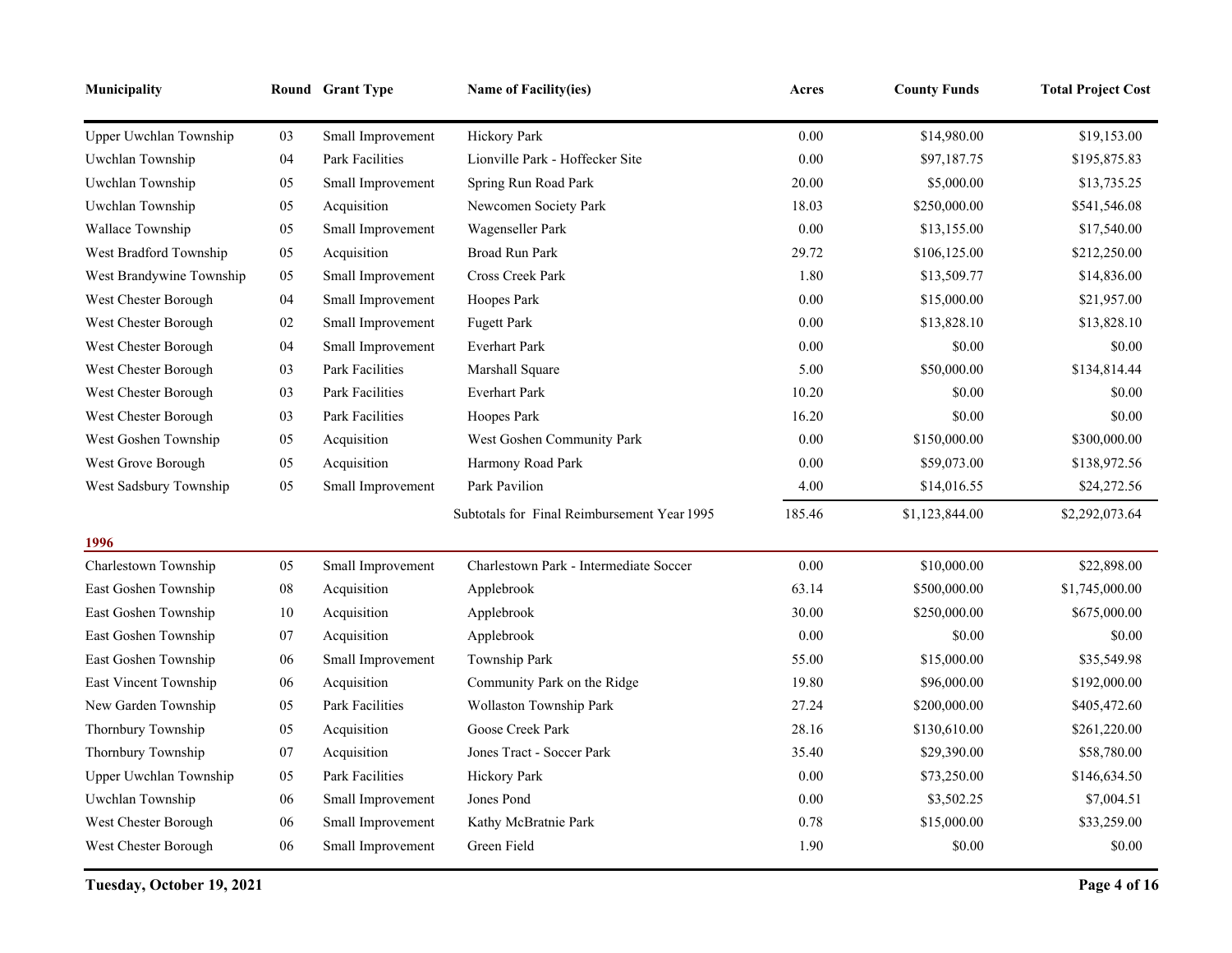| Municipality | Round | Grant Type | Name of Facility(ies) | Acres | County Funds | Total Project Cost |
|---|---|---|---|---|---|---|
| Upper Uwchlan Township | 03 | Small Improvement | Hickory Park | 0.00 | $14,980.00 | $19,153.00 |
| Uwchlan Township | 04 | Park Facilities | Lionville Park - Hoffecker Site | 0.00 | $97,187.75 | $195,875.83 |
| Uwchlan Township | 05 | Small Improvement | Spring Run Road Park | 20.00 | $5,000.00 | $13,735.25 |
| Uwchlan Township | 05 | Acquisition | Newcomen Society Park | 18.03 | $250,000.00 | $541,546.08 |
| Wallace Township | 05 | Small Improvement | Wagenseller Park | 0.00 | $13,155.00 | $17,540.00 |
| West Bradford Township | 05 | Acquisition | Broad Run Park | 29.72 | $106,125.00 | $212,250.00 |
| West Brandywine Township | 05 | Small Improvement | Cross Creek Park | 1.80 | $13,509.77 | $14,836.00 |
| West Chester Borough | 04 | Small Improvement | Hoopes Park | 0.00 | $15,000.00 | $21,957.00 |
| West Chester Borough | 02 | Small Improvement | Fugett Park | 0.00 | $13,828.10 | $13,828.10 |
| West Chester Borough | 04 | Small Improvement | Everhart Park | 0.00 | $0.00 | $0.00 |
| West Chester Borough | 03 | Park Facilities | Marshall Square | 5.00 | $50,000.00 | $134,814.44 |
| West Chester Borough | 03 | Park Facilities | Everhart Park | 10.20 | $0.00 | $0.00 |
| West Chester Borough | 03 | Park Facilities | Hoopes Park | 16.20 | $0.00 | $0.00 |
| West Goshen Township | 05 | Acquisition | West Goshen Community Park | 0.00 | $150,000.00 | $300,000.00 |
| West Grove Borough | 05 | Acquisition | Harmony Road Park | 0.00 | $59,073.00 | $138,972.56 |
| West Sadsbury Township | 05 | Small Improvement | Park Pavilion | 4.00 | $14,016.55 | $24,272.56 |
| | | | Subtotals for Final Reimbursement Year 1995 | 185.46 | $1,123,844.00 | $2,292,073.64 |
| **1996** | | | | | | |
| Charlestown Township | 05 | Small Improvement | Charlestown Park - Intermediate Soccer | 0.00 | $10,000.00 | $22,898.00 |
| East Goshen Township | 08 | Acquisition | Applebrook | 63.14 | $500,000.00 | $1,745,000.00 |
| East Goshen Township | 10 | Acquisition | Applebrook | 30.00 | $250,000.00 | $675,000.00 |
| East Goshen Township | 07 | Acquisition | Applebrook | 0.00 | $0.00 | $0.00 |
| East Goshen Township | 06 | Small Improvement | Township Park | 55.00 | $15,000.00 | $35,549.98 |
| East Vincent Township | 06 | Acquisition | Community Park on the Ridge | 19.80 | $96,000.00 | $192,000.00 |
| New Garden Township | 05 | Park Facilities | Wollaston Township Park | 27.24 | $200,000.00 | $405,472.60 |
| Thornbury Township | 05 | Acquisition | Goose Creek Park | 28.16 | $130,610.00 | $261,220.00 |
| Thornbury Township | 07 | Acquisition | Jones Tract - Soccer Park | 35.40 | $29,390.00 | $58,780.00 |
| Upper Uwchlan Township | 05 | Park Facilities | Hickory Park | 0.00 | $73,250.00 | $146,634.50 |
| Uwchlan Township | 06 | Small Improvement | Jones Pond | 0.00 | $3,502.25 | $7,004.51 |
| West Chester Borough | 06 | Small Improvement | Kathy McBratnie Park | 0.78 | $15,000.00 | $33,259.00 |
| West Chester Borough | 06 | Small Improvement | Green Field | 1.90 | $0.00 | $0.00 |

**Tuesday, October 19, 2021**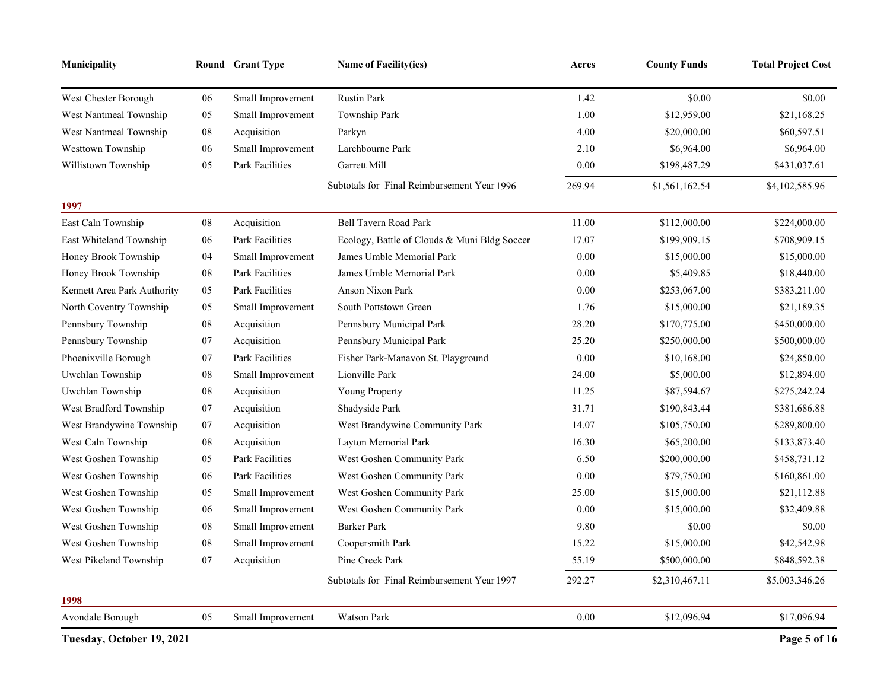| Municipality | Round | Grant Type | Name of Facility(ies) | Acres | County Funds | Total Project Cost |
|---|---|---|---|---|---|---|
| West Chester Borough | 06 | Small Improvement | Rustin Park | 1.42 | $0.00 | $0.00 |
| West Nantmeal Township | 05 | Small Improvement | Township Park | 1.00 | $12,959.00 | $21,168.25 |
| West Nantmeal Township | 08 | Acquisition | Parkyn | 4.00 | $20,000.00 | $60,597.51 |
| Westtown Township | 06 | Small Improvement | Larchbourne Park | 2.10 | $6,964.00 | $6,964.00 |
| Willistown Township | 05 | Park Facilities | Garrett Mill | 0.00 | $198,487.29 | $431,037.61 |
| | | | Subtotals for Final Reimbursement Year 1996 | 269.94 | $1,561,162.54 | $4,102,585.96 |
| **1997** | | | | | | |
| East Caln Township | 08 | Acquisition | Bell Tavern Road Park | 11.00 | $112,000.00 | $224,000.00 |
| East Whiteland Township | 06 | Park Facilities | Ecology, Battle of Clouds & Muni Bldg Soccer | 17.07 | $199,909.15 | $708,909.15 |
| Honey Brook Township | 04 | Small Improvement | James Umble Memorial Park | 0.00 | $15,000.00 | $15,000.00 |
| Honey Brook Township | 08 | Park Facilities | James Umble Memorial Park | 0.00 | $5,409.85 | $18,440.00 |
| Kennett Area Park Authority | 05 | Park Facilities | Anson Nixon Park | 0.00 | $253,067.00 | $383,211.00 |
| North Coventry Township | 05 | Small Improvement | South Pottstown Green | 1.76 | $15,000.00 | $21,189.35 |
| Pennsbury Township | 08 | Acquisition | Pennsbury Municipal Park | 28.20 | $170,775.00 | $450,000.00 |
| Pennsbury Township | 07 | Acquisition | Pennsbury Municipal Park | 25.20 | $250,000.00 | $500,000.00 |
| Phoenixville Borough | 07 | Park Facilities | Fisher Park-Manavon St. Playground | 0.00 | $10,168.00 | $24,850.00 |
| Uwchlan Township | 08 | Small Improvement | Lionville Park | 24.00 | $5,000.00 | $12,894.00 |
| Uwchlan Township | 08 | Acquisition | Young Property | 11.25 | $87,594.67 | $275,242.24 |
| West Bradford Township | 07 | Acquisition | Shadyside Park | 31.71 | $190,843.44 | $381,686.88 |
| West Brandywine Township | 07 | Acquisition | West Brandywine Community Park | 14.07 | $105,750.00 | $289,800.00 |
| West Caln Township | 08 | Acquisition | Layton Memorial Park | 16.30 | $65,200.00 | $133,873.40 |
| West Goshen Township | 05 | Park Facilities | West Goshen Community Park | 6.50 | $200,000.00 | $458,731.12 |
| West Goshen Township | 06 | Park Facilities | West Goshen Community Park | 0.00 | $79,750.00 | $160,861.00 |
| West Goshen Township | 05 | Small Improvement | West Goshen Community Park | 25.00 | $15,000.00 | $21,112.88 |
| West Goshen Township | 06 | Small Improvement | West Goshen Community Park | 0.00 | $15,000.00 | $32,409.88 |
| West Goshen Township | 08 | Small Improvement | Barker Park | 9.80 | $0.00 | $0.00 |
| West Goshen Township | 08 | Small Improvement | Coopersmith Park | 15.22 | $15,000.00 | $42,542.98 |
| West Pikeland Township | 07 | Acquisition | Pine Creek Park | 55.19 | $500,000.00 | $848,592.38 |
| | | | Subtotals for Final Reimbursement Year 1997 | 292.27 | $2,310,467.11 | $5,003,346.26 |
| **1998** | | | | | | |
| Avondale Borough | 05 | Small Improvement | Watson Park | 0.00 | $12,096.94 | $17,096.94 |

**Tuesday, October 19, 2021**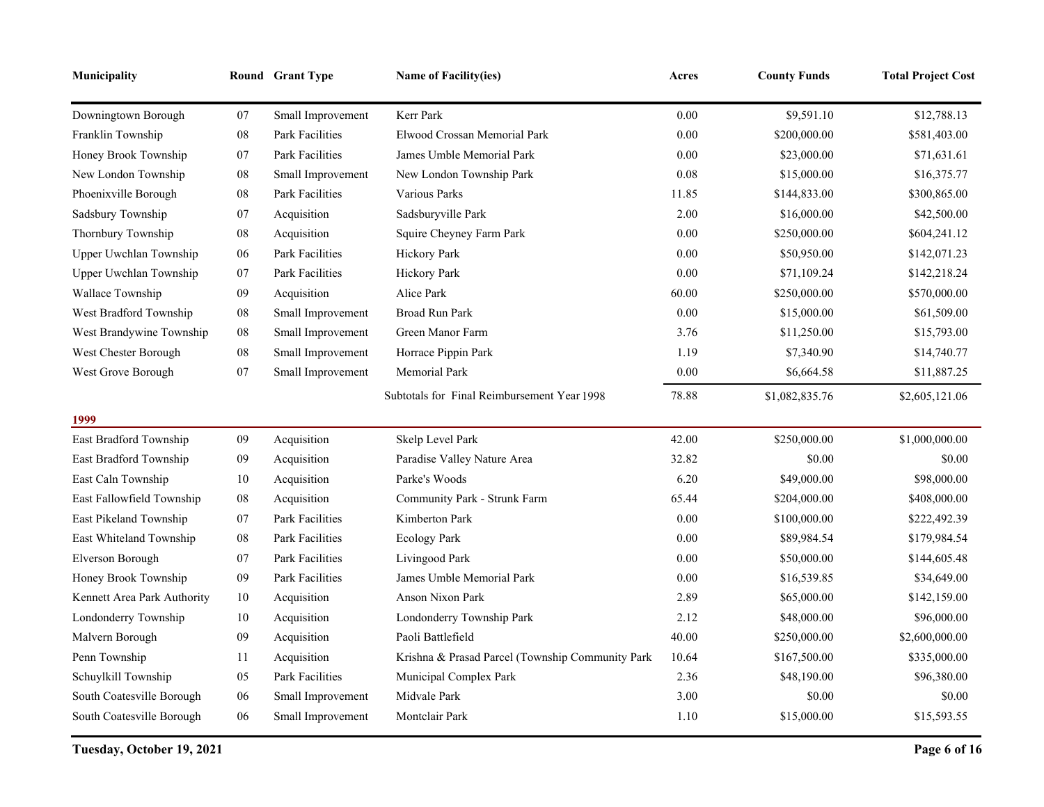| Municipality | Round | Grant Type | Name of Facility(ies) | Acres | County Funds | Total Project Cost |
|---|---|---|---|---|---|---|
| Downingtown Borough | 07 | Small Improvement | Kerr Park | 0.00 | $9,591.10 | $12,788.13 |
| Franklin Township | 08 | Park Facilities | Elwood Crossan Memorial Park | 0.00 | $200,000.00 | $581,403.00 |
| Honey Brook Township | 07 | Park Facilities | James Umble Memorial Park | 0.00 | $23,000.00 | $71,631.61 |
| New London Township | 08 | Small Improvement | New London Township Park | 0.08 | $15,000.00 | $16,375.77 |
| Phoenixville Borough | 08 | Park Facilities | Various Parks | 11.85 | $144,833.00 | $300,865.00 |
| Sadsbury Township | 07 | Acquisition | Sadsburyville Park | 2.00 | $16,000.00 | $42,500.00 |
| Thornbury Township | 08 | Acquisition | Squire Cheyney Farm Park | 0.00 | $250,000.00 | $604,241.12 |
| Upper Uwchlan Township | 06 | Park Facilities | Hickory Park | 0.00 | $50,950.00 | $142,071.23 |
| Upper Uwchlan Township | 07 | Park Facilities | Hickory Park | 0.00 | $71,109.24 | $142,218.24 |
| Wallace Township | 09 | Acquisition | Alice Park | 60.00 | $250,000.00 | $570,000.00 |
| West Bradford Township | 08 | Small Improvement | Broad Run Park | 0.00 | $15,000.00 | $61,509.00 |
| West Brandywine Township | 08 | Small Improvement | Green Manor Farm | 3.76 | $11,250.00 | $15,793.00 |
| West Chester Borough | 08 | Small Improvement | Horrace Pippin Park | 1.19 | $7,340.90 | $14,740.77 |
| West Grove Borough | 07 | Small Improvement | Memorial Park | 0.00 | $6,664.58 | $11,887.25 |
| | | | Subtotals for Final Reimbursement Year 1998 | 78.88 | $1,082,835.76 | $2,605,121.06 |
| **1999** | | | | | | |
| East Bradford Township | 09 | Acquisition | Skelp Level Park | 42.00 | $250,000.00 | $1,000,000.00 |
| East Bradford Township | 09 | Acquisition | Paradise Valley Nature Area | 32.82 | $0.00 | $0.00 |
| East Caln Township | 10 | Acquisition | Parke's Woods | 6.20 | $49,000.00 | $98,000.00 |
| East Fallowfield Township | 08 | Acquisition | Community Park - Strunk Farm | 65.44 | $204,000.00 | $408,000.00 |
| East Pikeland Township | 07 | Park Facilities | Kimberton Park | 0.00 | $100,000.00 | $222,492.39 |
| East Whiteland Township | 08 | Park Facilities | Ecology Park | 0.00 | $89,984.54 | $179,984.54 |
| Elverson Borough | 07 | Park Facilities | Livingood Park | 0.00 | $50,000.00 | $144,605.48 |
| Honey Brook Township | 09 | Park Facilities | James Umble Memorial Park | 0.00 | $16,539.85 | $34,649.00 |
| Kennett Area Park Authority | 10 | Acquisition | Anson Nixon Park | 2.89 | $65,000.00 | $142,159.00 |
| Londonderry Township | 10 | Acquisition | Londonderry Township Park | 2.12 | $48,000.00 | $96,000.00 |
| Malvern Borough | 09 | Acquisition | Paoli Battlefield | 40.00 | $250,000.00 | $2,600,000.00 |
| Penn Township | 11 | Acquisition | Krishna & Prasad Parcel (Township Community Park | 10.64 | $167,500.00 | $335,000.00 |
| Schuylkill Township | 05 | Park Facilities | Municipal Complex Park | 2.36 | $48,190.00 | $96,380.00 |
| South Coatesville Borough | 06 | Small Improvement | Midvale Park | 3.00 | $0.00 | $0.00 |
| South Coatesville Borough | 06 | Small Improvement | Montclair Park | 1.10 | $15,000.00 | $15,593.55 |

**Tuesday, October 19, 2021**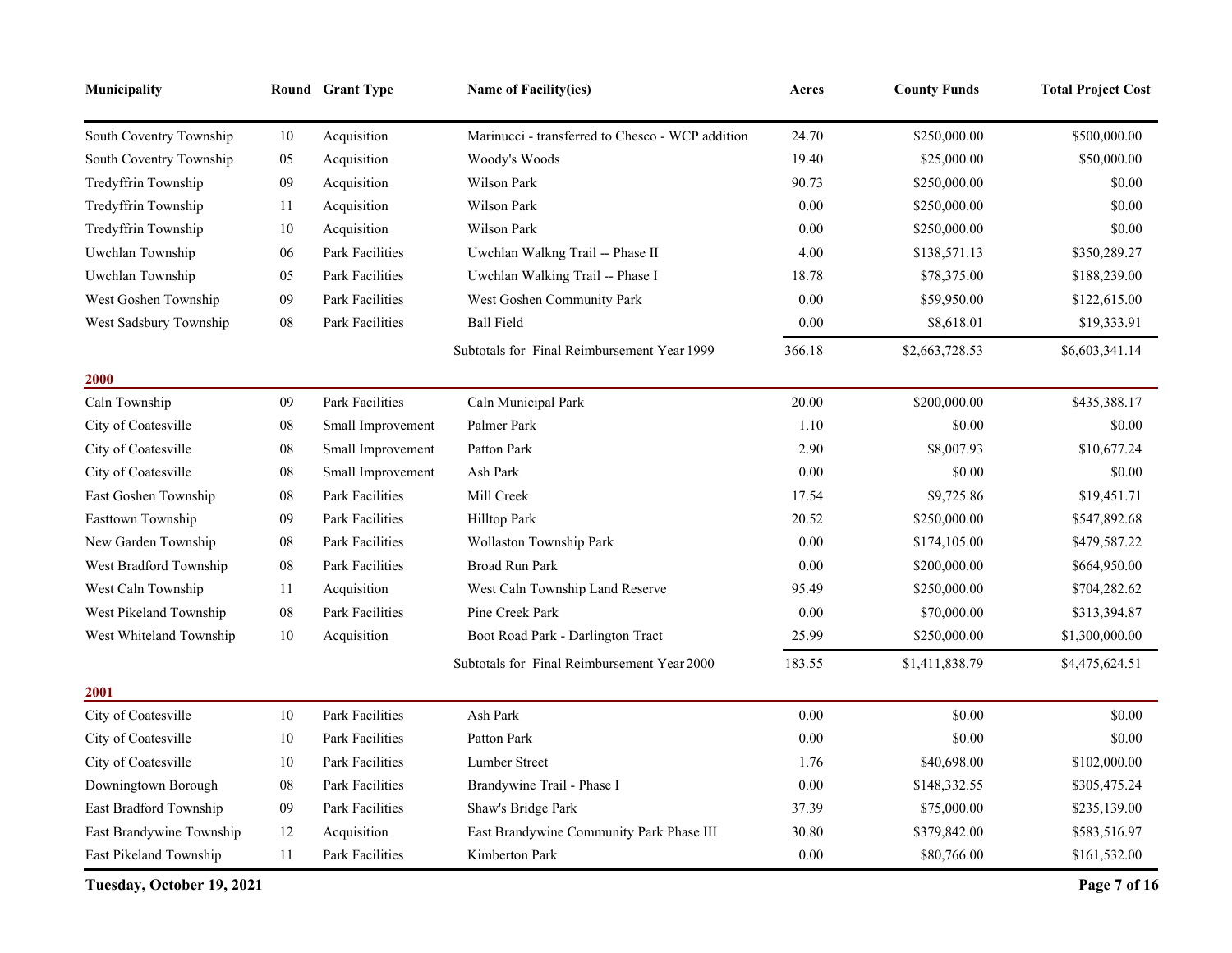| Municipality | Round | Grant Type | Name of Facility(ies) | Acres | County Funds | Total Project Cost |
|---|---|---|---|---|---|---|
| South Coventry Township | 10 | Acquisition | Marinucci - transferred to Chesco - WCP addition | 24.70 | $250,000.00 | $500,000.00 |
| South Coventry Township | 05 | Acquisition | Woody's Woods | 19.40 | $25,000.00 | $50,000.00 |
| Tredyffrin Township | 09 | Acquisition | Wilson Park | 90.73 | $250,000.00 | $0.00 |
| Tredyffrin Township | 11 | Acquisition | Wilson Park | 0.00 | $250,000.00 | $0.00 |
| Tredyffrin Township | 10 | Acquisition | Wilson Park | 0.00 | $250,000.00 | $0.00 |
| Uwchlan Township | 06 | Park Facilities | Uwchlan Walkng Trail -- Phase II | 4.00 | $138,571.13 | $350,289.27 |
| Uwchlan Township | 05 | Park Facilities | Uwchlan Walking Trail -- Phase I | 18.78 | $78,375.00 | $188,239.00 |
| West Goshen Township | 09 | Park Facilities | West Goshen Community Park | 0.00 | $59,950.00 | $122,615.00 |
| West Sadsbury Township | 08 | Park Facilities | Ball Field | 0.00 | $8,618.01 | $19,333.91 |
| | | | Subtotals for Final Reimbursement Year 1999 | 366.18 | $2,663,728.53 | $6,603,341.14 |
| **2000** | | | | | | |
| Caln Township | 09 | Park Facilities | Caln Municipal Park | 20.00 | $200,000.00 | $435,388.17 |
| City of Coatesville | 08 | Small Improvement | Palmer Park | 1.10 | $0.00 | $0.00 |
| City of Coatesville | 08 | Small Improvement | Patton Park | 2.90 | $8,007.93 | $10,677.24 |
| City of Coatesville | 08 | Small Improvement | Ash Park | 0.00 | $0.00 | $0.00 |
| East Goshen Township | 08 | Park Facilities | Mill Creek | 17.54 | $9,725.86 | $19,451.71 |
| Easttown Township | 09 | Park Facilities | Hilltop Park | 20.52 | $250,000.00 | $547,892.68 |
| New Garden Township | 08 | Park Facilities | Wollaston Township Park | 0.00 | $174,105.00 | $479,587.22 |
| West Bradford Township | 08 | Park Facilities | Broad Run Park | 0.00 | $200,000.00 | $664,950.00 |
| West Caln Township | 11 | Acquisition | West Caln Township Land Reserve | 95.49 | $250,000.00 | $704,282.62 |
| West Pikeland Township | 08 | Park Facilities | Pine Creek Park | 0.00 | $70,000.00 | $313,394.87 |
| West Whiteland Township | 10 | Acquisition | Boot Road Park - Darlington Tract | 25.99 | $250,000.00 | $1,300,000.00 |
| | | | Subtotals for Final Reimbursement Year 2000 | 183.55 | $1,411,838.79 | $4,475,624.51 |
| **2001** | | | | | | |
| City of Coatesville | 10 | Park Facilities | Ash Park | 0.00 | $0.00 | $0.00 |
| City of Coatesville | 10 | Park Facilities | Patton Park | 0.00 | $0.00 | $0.00 |
| City of Coatesville | 10 | Park Facilities | Lumber Street | 1.76 | $40,698.00 | $102,000.00 |
| Downingtown Borough | 08 | Park Facilities | Brandywine Trail - Phase I | 0.00 | $148,332.55 | $305,475.24 |
| East Bradford Township | 09 | Park Facilities | Shaw's Bridge Park | 37.39 | $75,000.00 | $235,139.00 |
| East Brandywine Township | 12 | Acquisition | East Brandywine Community Park Phase III | 30.80 | $379,842.00 | $583,516.97 |
| East Pikeland Township | 11 | Park Facilities | Kimberton Park | 0.00 | $80,766.00 | $161,532.00 |

Tuesday, October 19, 2021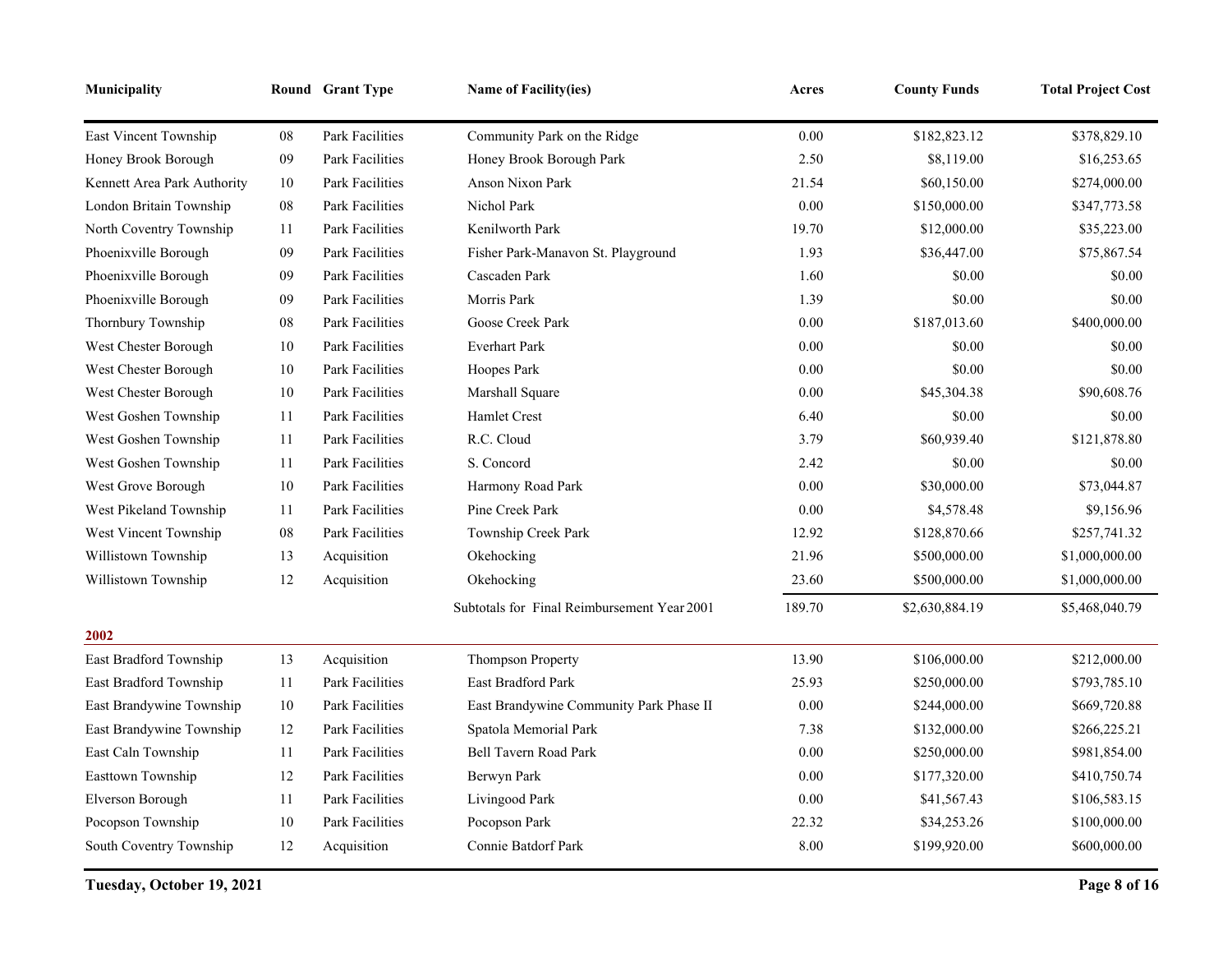| Municipality | Round | Grant Type | Name of Facility(ies) | Acres | County Funds | Total Project Cost |
|---|---|---|---|---|---|---|
| East Vincent Township | 08 | Park Facilities | Community Park on the Ridge | 0.00 | $182,823.12 | $378,829.10 |
| Honey Brook Borough | 09 | Park Facilities | Honey Brook Borough Park | 2.50 | $8,119.00 | $16,253.65 |
| Kennett Area Park Authority | 10 | Park Facilities | Anson Nixon Park | 21.54 | $60,150.00 | $274,000.00 |
| London Britain Township | 08 | Park Facilities | Nichol Park | 0.00 | $150,000.00 | $347,773.58 |
| North Coventry Township | 11 | Park Facilities | Kenilworth Park | 19.70 | $12,000.00 | $35,223.00 |
| Phoenixville Borough | 09 | Park Facilities | Fisher Park-Manavon St. Playground | 1.93 | $36,447.00 | $75,867.54 |
| Phoenixville Borough | 09 | Park Facilities | Cascaden Park | 1.60 | $0.00 | $0.00 |
| Phoenixville Borough | 09 | Park Facilities | Morris Park | 1.39 | $0.00 | $0.00 |
| Thornbury Township | 08 | Park Facilities | Goose Creek Park | 0.00 | $187,013.60 | $400,000.00 |
| West Chester Borough | 10 | Park Facilities | Everhart Park | 0.00 | $0.00 | $0.00 |
| West Chester Borough | 10 | Park Facilities | Hoopes Park | 0.00 | $0.00 | $0.00 |
| West Chester Borough | 10 | Park Facilities | Marshall Square | 0.00 | $45,304.38 | $90,608.76 |
| West Goshen Township | 11 | Park Facilities | Hamlet Crest | 6.40 | $0.00 | $0.00 |
| West Goshen Township | 11 | Park Facilities | R.C. Cloud | 3.79 | $60,939.40 | $121,878.80 |
| West Goshen Township | 11 | Park Facilities | S. Concord | 2.42 | $0.00 | $0.00 |
| West Grove Borough | 10 | Park Facilities | Harmony Road Park | 0.00 | $30,000.00 | $73,044.87 |
| West Pikeland Township | 11 | Park Facilities | Pine Creek Park | 0.00 | $4,578.48 | $9,156.96 |
| West Vincent Township | 08 | Park Facilities | Township Creek Park | 12.92 | $128,870.66 | $257,741.32 |
| Willistown Township | 13 | Acquisition | Okehocking | 21.96 | $500,000.00 | $1,000,000.00 |
| Willistown Township | 12 | Acquisition | Okehocking | 23.60 | $500,000.00 | $1,000,000.00 |
| | | | Subtotals for Final Reimbursement Year 2001 | 189.70 | $2,630,884.19 | $5,468,040.79 |
| **2002** | | | | | | |
| East Bradford Township | 13 | Acquisition | Thompson Property | 13.90 | $106,000.00 | $212,000.00 |
| East Bradford Township | 11 | Park Facilities | East Bradford Park | 25.93 | $250,000.00 | $793,785.10 |
| East Brandywine Township | 10 | Park Facilities | East Brandywine Community Park Phase II | 0.00 | $244,000.00 | $669,720.88 |
| East Brandywine Township | 12 | Park Facilities | Spatola Memorial Park | 7.38 | $132,000.00 | $266,225.21 |
| East Caln Township | 11 | Park Facilities | Bell Tavern Road Park | 0.00 | $250,000.00 | $981,854.00 |
| Easttown Township | 12 | Park Facilities | Berwyn Park | 0.00 | $177,320.00 | $410,750.74 |
| Elverson Borough | 11 | Park Facilities | Livingood Park | 0.00 | $41,567.43 | $106,583.15 |
| Pocopson Township | 10 | Park Facilities | Pocopson Park | 22.32 | $34,253.26 | $100,000.00 |
| South Coventry Township | 12 | Acquisition | Connie Batdorf Park | 8.00 | $199,920.00 | $600,000.00 |

**Tuesday, October 19, 2021**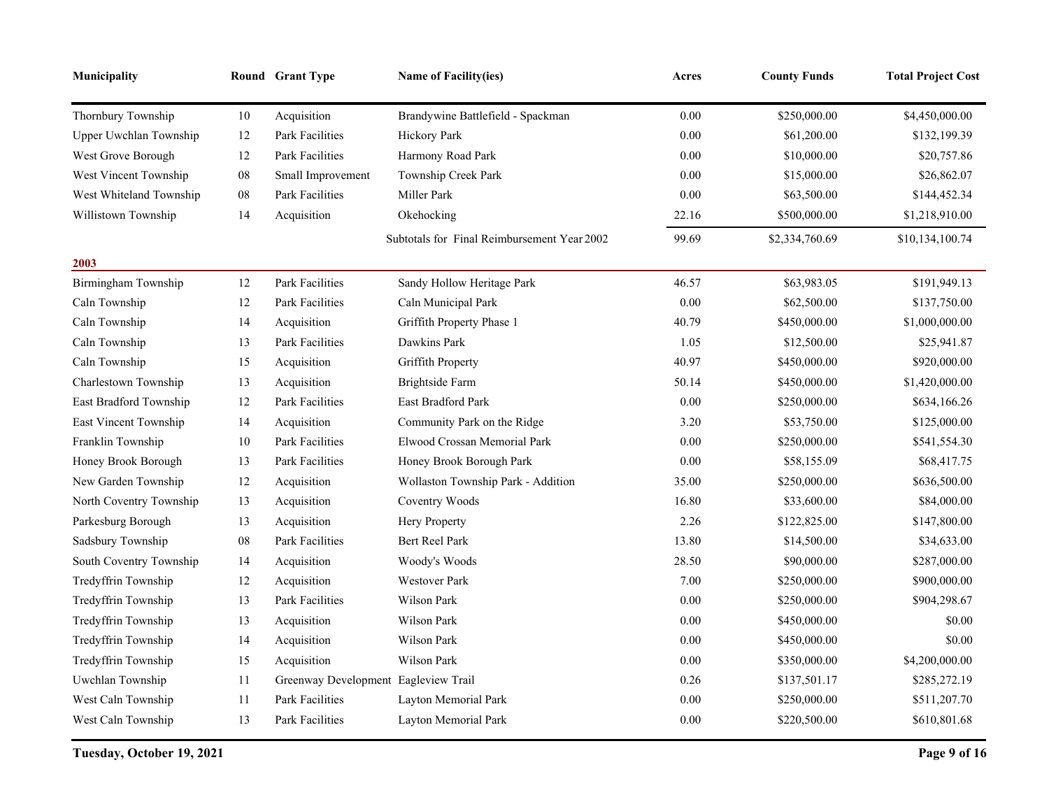| Municipality | Round | Grant Type | Name of Facility(ies) | Acres | County Funds | Total Project Cost |
|---|---|---|---|---|---|---|
| Thornbury Township | 10 | Acquisition | Brandywine Battlefield - Spackman | 0.00 | $250,000.00 | $4,450,000.00 |
| Upper Uwchlan Township | 12 | Park Facilities | Hickory Park | 0.00 | $61,200.00 | $132,199.39 |
| West Grove Borough | 12 | Park Facilities | Harmony Road Park | 0.00 | $10,000.00 | $20,757.86 |
| West Vincent Township | 08 | Small Improvement | Township Creek Park | 0.00 | $15,000.00 | $26,862.07 |
| West Whiteland Township | 08 | Park Facilities | Miller Park | 0.00 | $63,500.00 | $144,452.34 |
| Willistown Township | 14 | Acquisition | Okehocking | 22.16 | $500,000.00 | $1,218,910.00 |
| | | | Subtotals for Final Reimbursement Year 2002 | 99.69 | $2,334,760.69 | $10,134,100.74 |
| **2003** | | | | | | |
| Birmingham Township | 12 | Park Facilities | Sandy Hollow Heritage Park | 46.57 | $63,983.05 | $191,949.13 |
| Caln Township | 12 | Park Facilities | Caln Municipal Park | 0.00 | $62,500.00 | $137,750.00 |
| Caln Township | 14 | Acquisition | Griffith Property Phase 1 | 40.79 | $450,000.00 | $1,000,000.00 |
| Caln Township | 13 | Park Facilities | Dawkins Park | 1.05 | $12,500.00 | $25,941.87 |
| Caln Township | 15 | Acquisition | Griffith Property | 40.97 | $450,000.00 | $920,000.00 |
| Charlestown Township | 13 | Acquisition | Brightside Farm | 50.14 | $450,000.00 | $1,420,000.00 |
| East Bradford Township | 12 | Park Facilities | East Bradford Park | 0.00 | $250,000.00 | $634,166.26 |
| East Vincent Township | 14 | Acquisition | Community Park on the Ridge | 3.20 | $53,750.00 | $125,000.00 |
| Franklin Township | 10 | Park Facilities | Elwood Crossan Memorial Park | 0.00 | $250,000.00 | $541,554.30 |
| Honey Brook Borough | 13 | Park Facilities | Honey Brook Borough Park | 0.00 | $58,155.09 | $68,417.75 |
| New Garden Township | 12 | Acquisition | Wollaston Township Park - Addition | 35.00 | $250,000.00 | $636,500.00 |
| North Coventry Township | 13 | Acquisition | Coventry Woods | 16.80 | $33,600.00 | $84,000.00 |
| Parkesburg Borough | 13 | Acquisition | Hery Property | 2.26 | $122,825.00 | $147,800.00 |
| Sadsbury Township | 08 | Park Facilities | Bert Reel Park | 13.80 | $14,500.00 | $34,633.00 |
| South Coventry Township | 14 | Acquisition | Woody's Woods | 28.50 | $90,000.00 | $287,000.00 |
| Tredyffrin Township | 12 | Acquisition | Westover Park | 7.00 | $250,000.00 | $900,000.00 |
| Tredyffrin Township | 13 | Park Facilities | Wilson Park | 0.00 | $250,000.00 | $904,298.67 |
| Tredyffrin Township | 13 | Acquisition | Wilson Park | 0.00 | $450,000.00 | $0.00 |
| Tredyffrin Township | 14 | Acquisition | Wilson Park | 0.00 | $450,000.00 | $0.00 |
| Tredyffrin Township | 15 | Acquisition | Wilson Park | 0.00 | $350,000.00 | $4,200,000.00 |
| Uwchlan Township | 11 | Greenway Development | Eagleview Trail | 0.26 | $137,501.17 | $285,272.19 |
| West Caln Township | 11 | Park Facilities | Layton Memorial Park | 0.00 | $250,000.00 | $511,207.70 |
| West Caln Township | 13 | Park Facilities | Layton Memorial Park | 0.00 | $220,500.00 | $610,801.68 |

**Tuesday, October 19, 2021**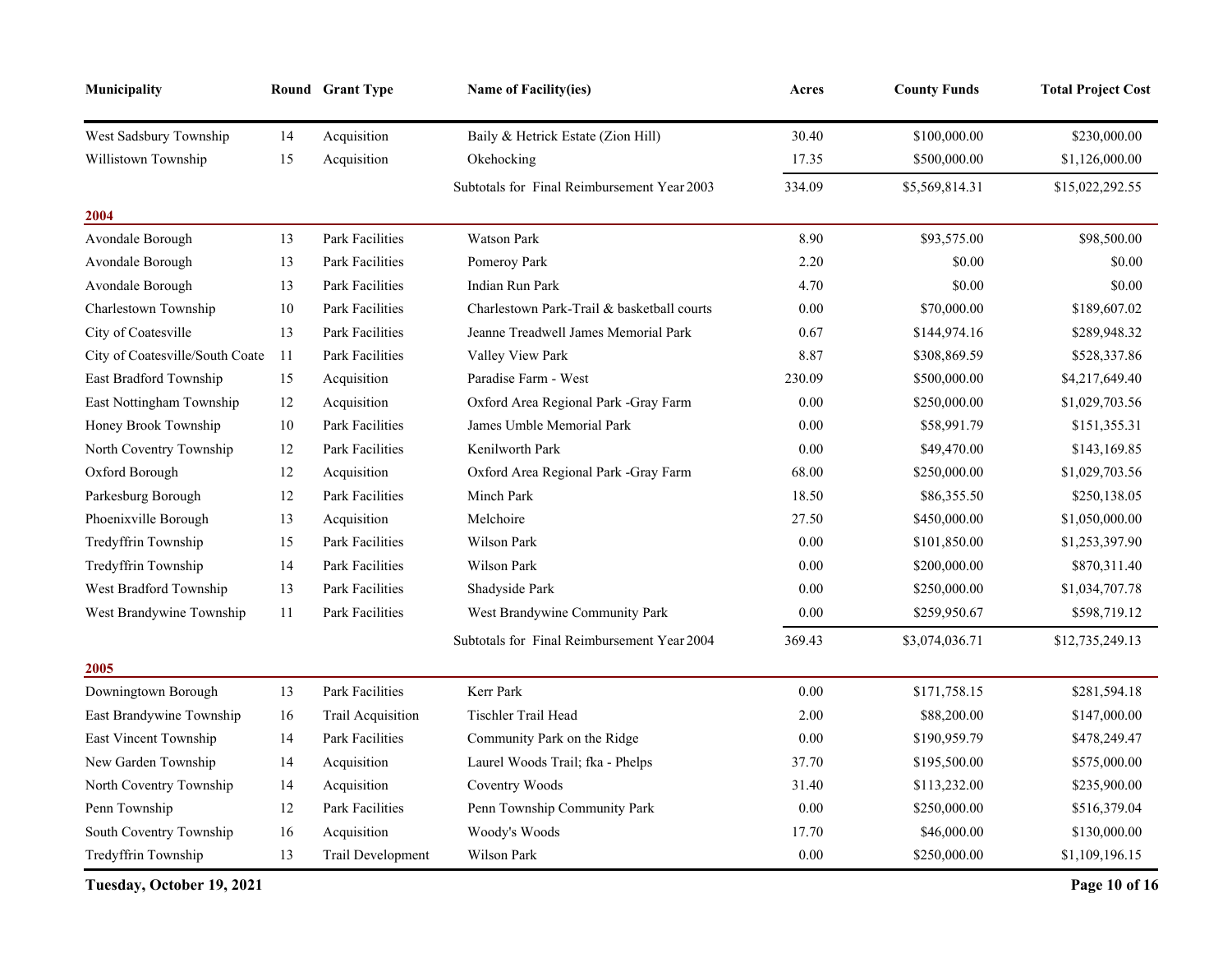| Municipality | Round | Grant Type | Name of Facility(ies) | Acres | County Funds | Total Project Cost |
|---|---|---|---|---|---|---|
| West Sadsbury Township | 14 | Acquisition | Baily & Hetrick Estate (Zion Hill) | 30.40 | $100,000.00 | $230,000.00 |
| Willistown Township | 15 | Acquisition | Okehocking | 17.35 | $500,000.00 | $1,126,000.00 |
| | | | Subtotals for Final Reimbursement Year 2003 | 334.09 | $5,569,814.31 | $15,022,292.55 |
| **2004** | | | | | | |
| Avondale Borough | 13 | Park Facilities | Watson Park | 8.90 | $93,575.00 | $98,500.00 |
| Avondale Borough | 13 | Park Facilities | Pomeroy Park | 2.20 | $0.00 | $0.00 |
| Avondale Borough | 13 | Park Facilities | Indian Run Park | 4.70 | $0.00 | $0.00 |
| Charlestown Township | 10 | Park Facilities | Charlestown Park-Trail & basketball courts | 0.00 | $70,000.00 | $189,607.02 |
| City of Coatesville | 13 | Park Facilities | Jeanne Treadwell James Memorial Park | 0.67 | $144,974.16 | $289,948.32 |
| City of Coatesville/South Coate | 11 | Park Facilities | Valley View Park | 8.87 | $308,869.59 | $528,337.86 |
| East Bradford Township | 15 | Acquisition | Paradise Farm - West | 230.09 | $500,000.00 | $4,217,649.40 |
| East Nottingham Township | 12 | Acquisition | Oxford Area Regional Park -Gray Farm | 0.00 | $250,000.00 | $1,029,703.56 |
| Honey Brook Township | 10 | Park Facilities | James Umble Memorial Park | 0.00 | $58,991.79 | $151,355.31 |
| North Coventry Township | 12 | Park Facilities | Kenilworth Park | 0.00 | $49,470.00 | $143,169.85 |
| Oxford Borough | 12 | Acquisition | Oxford Area Regional Park -Gray Farm | 68.00 | $250,000.00 | $1,029,703.56 |
| Parkesburg Borough | 12 | Park Facilities | Minch Park | 18.50 | $86,355.50 | $250,138.05 |
| Phoenixville Borough | 13 | Acquisition | Melchoire | 27.50 | $450,000.00 | $1,050,000.00 |
| Tredyffrin Township | 15 | Park Facilities | Wilson Park | 0.00 | $101,850.00 | $1,253,397.90 |
| Tredyffrin Township | 14 | Park Facilities | Wilson Park | 0.00 | $200,000.00 | $870,311.40 |
| West Bradford Township | 13 | Park Facilities | Shadyside Park | 0.00 | $250,000.00 | $1,034,707.78 |
| West Brandywine Township | 11 | Park Facilities | West Brandywine Community Park | 0.00 | $259,950.67 | $598,719.12 |
| | | | Subtotals for Final Reimbursement Year 2004 | 369.43 | $3,074,036.71 | $12,735,249.13 |
| **2005** | | | | | | |
| Downingtown Borough | 13 | Park Facilities | Kerr Park | 0.00 | $171,758.15 | $281,594.18 |
| East Brandywine Township | 16 | Trail Acquisition | Tischler Trail Head | 2.00 | $88,200.00 | $147,000.00 |
| East Vincent Township | 14 | Park Facilities | Community Park on the Ridge | 0.00 | $190,959.79 | $478,249.47 |
| New Garden Township | 14 | Acquisition | Laurel Woods Trail; fka - Phelps | 37.70 | $195,500.00 | $575,000.00 |
| North Coventry Township | 14 | Acquisition | Coventry Woods | 31.40 | $113,232.00 | $235,900.00 |
| Penn Township | 12 | Park Facilities | Penn Township Community Park | 0.00 | $250,000.00 | $516,379.04 |
| South Coventry Township | 16 | Acquisition | Woody's Woods | 17.70 | $46,000.00 | $130,000.00 |
| Tredyffrin Township | 13 | Trail Development | Wilson Park | 0.00 | $250,000.00 | $1,109,196.15 |

**Tuesday, October 19, 2021**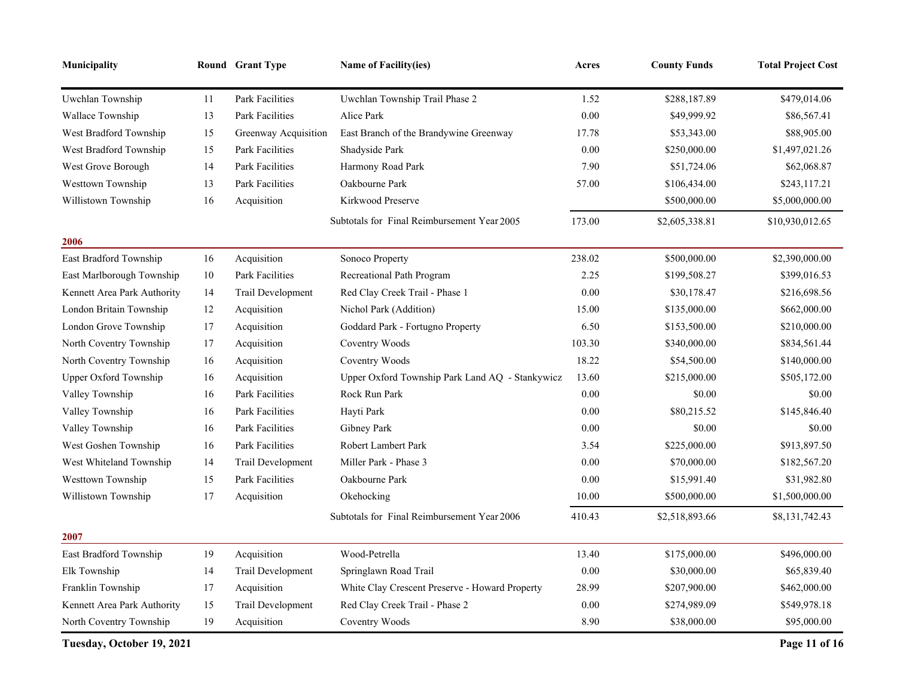| Municipality | Round | Grant Type | Name of Facility(ies) | Acres | County Funds | Total Project Cost |
|---|---|---|---|---|---|---|
| Uwchlan Township | 11 | Park Facilities | Uwchlan Township Trail Phase 2 | 1.52 | $288,187.89 | $479,014.06 |
| Wallace Township | 13 | Park Facilities | Alice Park | 0.00 | $49,999.92 | $86,567.41 |
| West Bradford Township | 15 | Greenway Acquisition | East Branch of the Brandywine Greenway | 17.78 | $53,343.00 | $88,905.00 |
| West Bradford Township | 15 | Park Facilities | Shadyside Park | 0.00 | $250,000.00 | $1,497,021.26 |
| West Grove Borough | 14 | Park Facilities | Harmony Road Park | 7.90 | $51,724.06 | $62,068.87 |
| Westtown Township | 13 | Park Facilities | Oakbourne Park | 57.00 | $106,434.00 | $243,117.21 |
| Willistown Township | 16 | Acquisition | Kirkwood Preserve | | $500,000.00 | $5,000,000.00 |
| | | | Subtotals for Final Reimbursement Year 2005 | 173.00 | $2,605,338.81 | $10,930,012.65 |
| **2006** | | | | | | |
| East Bradford Township | 16 | Acquisition | Sonoco Property | 238.02 | $500,000.00 | $2,390,000.00 |
| East Marlborough Township | 10 | Park Facilities | Recreational Path Program | 2.25 | $199,508.27 | $399,016.53 |
| Kennett Area Park Authority | 14 | Trail Development | Red Clay Creek Trail - Phase 1 | 0.00 | $30,178.47 | $216,698.56 |
| London Britain Township | 12 | Acquisition | Nichol Park (Addition) | 15.00 | $135,000.00 | $662,000.00 |
| London Grove Township | 17 | Acquisition | Goddard Park - Fortugno Property | 6.50 | $153,500.00 | $210,000.00 |
| North Coventry Township | 17 | Acquisition | Coventry Woods | 103.30 | $340,000.00 | $834,561.44 |
| North Coventry Township | 16 | Acquisition | Coventry Woods | 18.22 | $54,500.00 | $140,000.00 |
| Upper Oxford Township | 16 | Acquisition | Upper Oxford Township Park Land AQ - Stankywicz | 13.60 | $215,000.00 | $505,172.00 |
| Valley Township | 16 | Park Facilities | Rock Run Park | 0.00 | $0.00 | $0.00 |
| Valley Township | 16 | Park Facilities | Hayti Park | 0.00 | $80,215.52 | $145,846.40 |
| Valley Township | 16 | Park Facilities | Gibney Park | 0.00 | $0.00 | $0.00 |
| West Goshen Township | 16 | Park Facilities | Robert Lambert Park | 3.54 | $225,000.00 | $913,897.50 |
| West Whiteland Township | 14 | Trail Development | Miller Park - Phase 3 | 0.00 | $70,000.00 | $182,567.20 |
| Westtown Township | 15 | Park Facilities | Oakbourne Park | 0.00 | $15,991.40 | $31,982.80 |
| Willistown Township | 17 | Acquisition | Okehocking | 10.00 | $500,000.00 | $1,500,000.00 |
| | | | Subtotals for Final Reimbursement Year 2006 | 410.43 | $2,518,893.66 | $8,131,742.43 |
| **2007** | | | | | | |
| East Bradford Township | 19 | Acquisition | Wood-Petrella | 13.40 | $175,000.00 | $496,000.00 |
| Elk Township | 14 | Trail Development | Springlawn Road Trail | 0.00 | $30,000.00 | $65,839.40 |
| Franklin Township | 17 | Acquisition | White Clay Crescent Preserve - Howard Property | 28.99 | $207,900.00 | $462,000.00 |
| Kennett Area Park Authority | 15 | Trail Development | Red Clay Creek Trail - Phase 2 | 0.00 | $274,989.09 | $549,978.18 |
| North Coventry Township | 19 | Acquisition | Coventry Woods | 8.90 | $38,000.00 | $95,000.00 |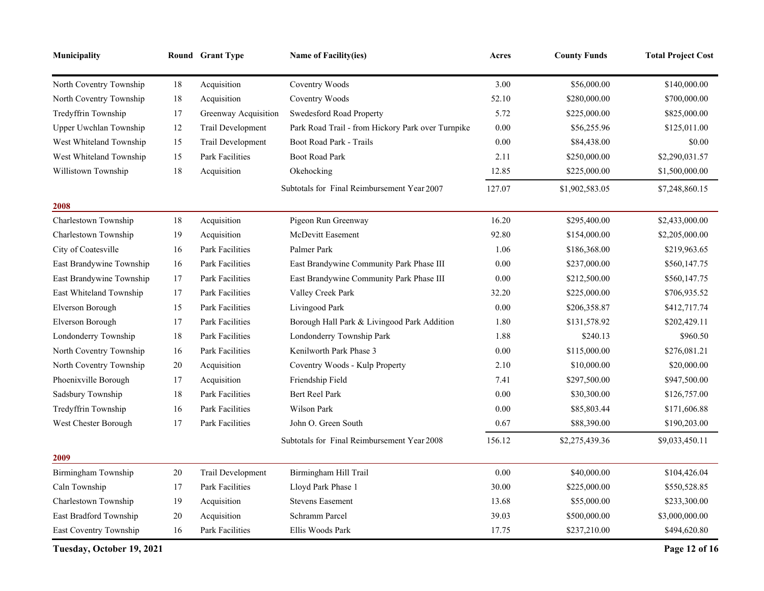| Municipality | Round | Grant Type | Name of Facility(ies) | Acres | County Funds | Total Project Cost |
|---|---|---|---|---|---|---|
| North Coventry Township | 18 | Acquisition | Coventry Woods | 3.00 | $56,000.00 | $140,000.00 |
| North Coventry Township | 18 | Acquisition | Coventry Woods | 52.10 | $280,000.00 | $700,000.00 |
| Tredyffrin Township | 17 | Greenway Acquisition | Swedesford Road Property | 5.72 | $225,000.00 | $825,000.00 |
| Upper Uwchlan Township | 12 | Trail Development | Park Road Trail - from Hickory Park over Turnpike | 0.00 | $56,255.96 | $125,011.00 |
| West Whiteland Township | 15 | Trail Development | Boot Road Park - Trails | 0.00 | $84,438.00 | $0.00 |
| West Whiteland Township | 15 | Park Facilities | Boot Road Park | 2.11 | $250,000.00 | $2,290,031.57 |
| Willistown Township | 18 | Acquisition | Okehocking | 12.85 | $225,000.00 | $1,500,000.00 |
| | | | Subtotals for Final Reimbursement Year 2007 | 127.07 | $1,902,583.05 | $7,248,860.15 |
| **2008** | | | | | | |
| Charlestown Township | 18 | Acquisition | Pigeon Run Greenway | 16.20 | $295,400.00 | $2,433,000.00 |
| Charlestown Township | 19 | Acquisition | McDevitt Easement | 92.80 | $154,000.00 | $2,205,000.00 |
| City of Coatesville | 16 | Park Facilities | Palmer Park | 1.06 | $186,368.00 | $219,963.65 |
| East Brandywine Township | 16 | Park Facilities | East Brandywine Community Park Phase III | 0.00 | $237,000.00 | $560,147.75 |
| East Brandywine Township | 17 | Park Facilities | East Brandywine Community Park Phase III | 0.00 | $212,500.00 | $560,147.75 |
| East Whiteland Township | 17 | Park Facilities | Valley Creek Park | 32.20 | $225,000.00 | $706,935.52 |
| Elverson Borough | 15 | Park Facilities | Livingood Park | 0.00 | $206,358.87 | $412,717.74 |
| Elverson Borough | 17 | Park Facilities | Borough Hall Park & Livingood Park Addition | 1.80 | $131,578.92 | $202,429.11 |
| Londonderry Township | 18 | Park Facilities | Londonderry Township Park | 1.88 | $240.13 | $960.50 |
| North Coventry Township | 16 | Park Facilities | Kenilworth Park Phase 3 | 0.00 | $115,000.00 | $276,081.21 |
| North Coventry Township | 20 | Acquisition | Coventry Woods - Kulp Property | 2.10 | $10,000.00 | $20,000.00 |
| Phoenixville Borough | 17 | Acquisition | Friendship Field | 7.41 | $297,500.00 | $947,500.00 |
| Sadsbury Township | 18 | Park Facilities | Bert Reel Park | 0.00 | $30,300.00 | $126,757.00 |
| Tredyffrin Township | 16 | Park Facilities | Wilson Park | 0.00 | $85,803.44 | $171,606.88 |
| West Chester Borough | 17 | Park Facilities | John O. Green South | 0.67 | $88,390.00 | $190,203.00 |
| | | | Subtotals for Final Reimbursement Year 2008 | 156.12 | $2,275,439.36 | $9,033,450.11 |
| **2009** | | | | | | |
| Birmingham Township | 20 | Trail Development | Birmingham Hill Trail | 0.00 | $40,000.00 | $104,426.04 |
| Caln Township | 17 | Park Facilities | Lloyd Park Phase 1 | 30.00 | $225,000.00 | $550,528.85 |
| Charlestown Township | 19 | Acquisition | Stevens Easement | 13.68 | $55,000.00 | $233,300.00 |
| East Bradford Township | 20 | Acquisition | Schramm Parcel | 39.03 | $500,000.00 | $3,000,000.00 |
| East Coventry Township | 16 | Park Facilities | Ellis Woods Park | 17.75 | $237,210.00 | $494,620.80 |

Tuesday, October 19, 2021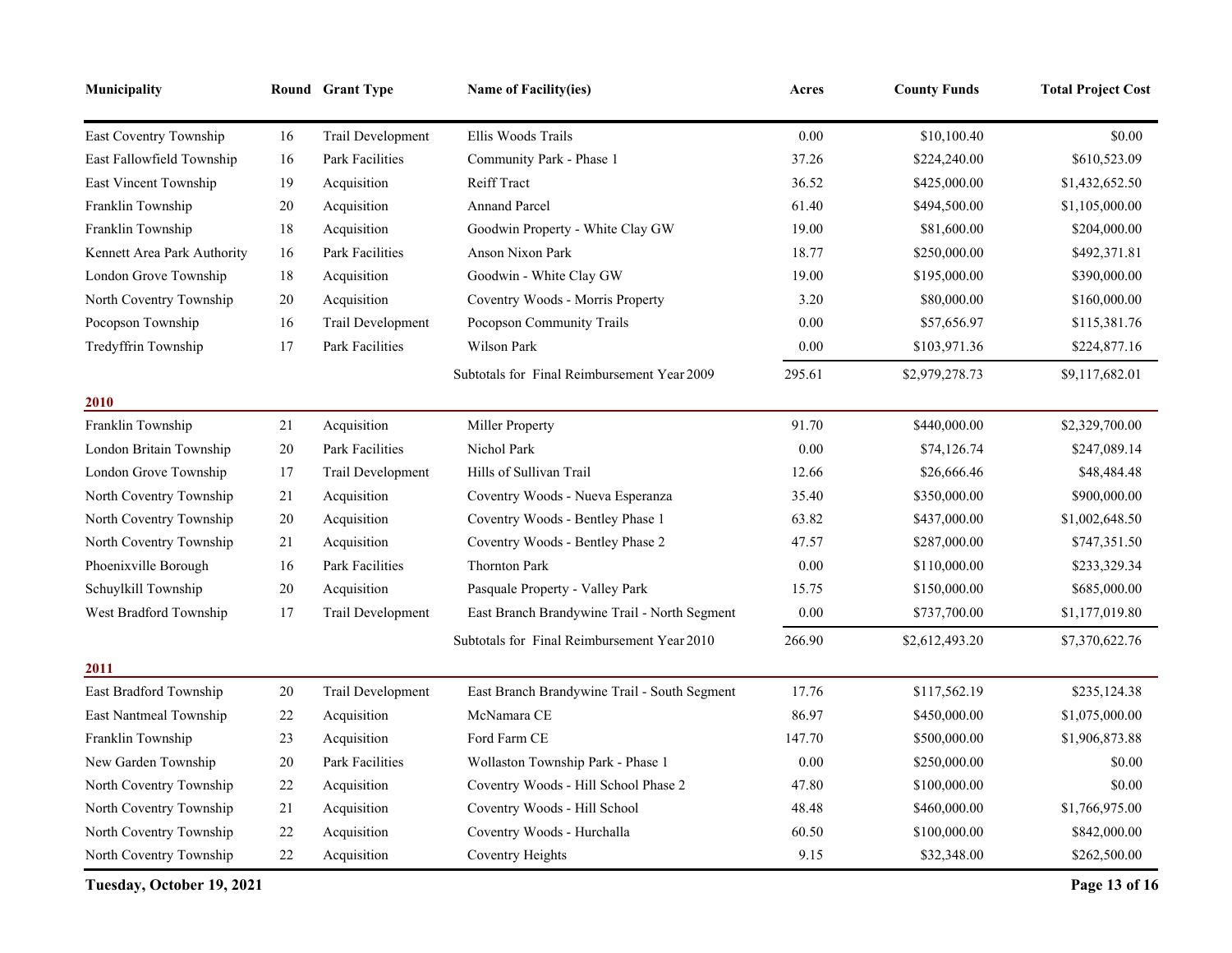| Municipality | Round | Grant Type | Name of Facility(ies) | Acres | County Funds | Total Project Cost |
|---|---|---|---|---|---|---|
| East Coventry Township | 16 | Trail Development | Ellis Woods Trails | 0.00 | $10,100.40 | $0.00 |
| East Fallowfield Township | 16 | Park Facilities | Community Park - Phase 1 | 37.26 | $224,240.00 | $610,523.09 |
| East Vincent Township | 19 | Acquisition | Reiff Tract | 36.52 | $425,000.00 | $1,432,652.50 |
| Franklin Township | 20 | Acquisition | Annand Parcel | 61.40 | $494,500.00 | $1,105,000.00 |
| Franklin Township | 18 | Acquisition | Goodwin Property - White Clay GW | 19.00 | $81,600.00 | $204,000.00 |
| Kennett Area Park Authority | 16 | Park Facilities | Anson Nixon Park | 18.77 | $250,000.00 | $492,371.81 |
| London Grove Township | 18 | Acquisition | Goodwin - White Clay GW | 19.00 | $195,000.00 | $390,000.00 |
| North Coventry Township | 20 | Acquisition | Coventry Woods - Morris Property | 3.20 | $80,000.00 | $160,000.00 |
| Pocopson Township | 16 | Trail Development | Pocopson Community Trails | 0.00 | $57,656.97 | $115,381.76 |
| Tredyffrin Township | 17 | Park Facilities | Wilson Park | 0.00 | $103,971.36 | $224,877.16 |
| | | | Subtotals for Final Reimbursement Year 2009 | 295.61 | $2,979,278.73 | $9,117,682.01 |
| **2010** | | | | | | |
| Franklin Township | 21 | Acquisition | Miller Property | 91.70 | $440,000.00 | $2,329,700.00 |
| London Britain Township | 20 | Park Facilities | Nichol Park | 0.00 | $74,126.74 | $247,089.14 |
| London Grove Township | 17 | Trail Development | Hills of Sullivan Trail | 12.66 | $26,666.46 | $48,484.48 |
| North Coventry Township | 21 | Acquisition | Coventry Woods - Nueva Esperanza | 35.40 | $350,000.00 | $900,000.00 |
| North Coventry Township | 20 | Acquisition | Coventry Woods - Bentley Phase 1 | 63.82 | $437,000.00 | $1,002,648.50 |
| North Coventry Township | 21 | Acquisition | Coventry Woods - Bentley Phase 2 | 47.57 | $287,000.00 | $747,351.50 |
| Phoenixville Borough | 16 | Park Facilities | Thornton Park | 0.00 | $110,000.00 | $233,329.34 |
| Schuylkill Township | 20 | Acquisition | Pasquale Property - Valley Park | 15.75 | $150,000.00 | $685,000.00 |
| West Bradford Township | 17 | Trail Development | East Branch Brandywine Trail - North Segment | 0.00 | $737,700.00 | $1,177,019.80 |
| | | | Subtotals for Final Reimbursement Year 2010 | 266.90 | $2,612,493.20 | $7,370,622.76 |
| **2011** | | | | | | |
| East Bradford Township | 20 | Trail Development | East Branch Brandywine Trail - South Segment | 17.76 | $117,562.19 | $235,124.38 |
| East Nantmeal Township | 22 | Acquisition | McNamara CE | 86.97 | $450,000.00 | $1,075,000.00 |
| Franklin Township | 23 | Acquisition | Ford Farm CE | 147.70 | $500,000.00 | $1,906,873.88 |
| New Garden Township | 20 | Park Facilities | Wollaston Township Park - Phase 1 | 0.00 | $250,000.00 | $0.00 |
| North Coventry Township | 22 | Acquisition | Coventry Woods - Hill School Phase 2 | 47.80 | $100,000.00 | $0.00 |
| North Coventry Township | 21 | Acquisition | Coventry Woods - Hill School | 48.48 | $460,000.00 | $1,766,975.00 |
| North Coventry Township | 22 | Acquisition | Coventry Woods - Hurchalla | 60.50 | $100,000.00 | $842,000.00 |
| North Coventry Township | 22 | Acquisition | Coventry Heights | 9.15 | $32,348.00 | $262,500.00 |

**Tuesday, October 19, 2021**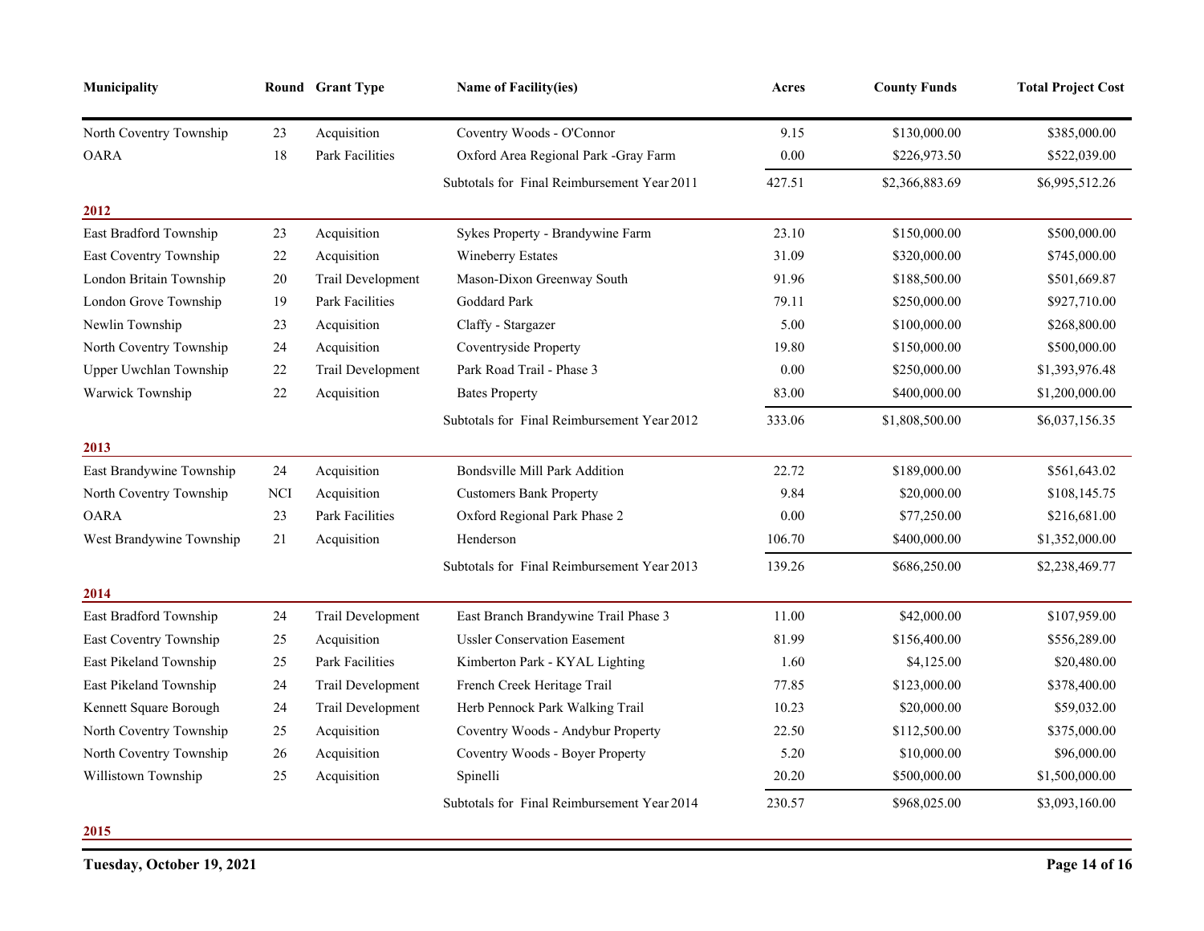| Municipality | Round | Grant Type | Name of Facility(ies) | Acres | County Funds | Total Project Cost |
|---|---|---|---|---|---|---|
| North Coventry Township | 23 | Acquisition | Coventry Woods - O'Connor | 9.15 | $130,000.00 | $385,000.00 |
| OARA | 18 | Park Facilities | Oxford Area Regional Park -Gray Farm | 0.00 | $226,973.50 | $522,039.00 |
| | | | Subtotals for Final Reimbursement Year 2011 | 427.51 | $2,366,883.69 | $6,995,512.26 |
| **2012** | | | | | | |
| East Bradford Township | 23 | Acquisition | Sykes Property - Brandywine Farm | 23.10 | $150,000.00 | $500,000.00 |
| East Coventry Township | 22 | Acquisition | Wineberry Estates | 31.09 | $320,000.00 | $745,000.00 |
| London Britain Township | 20 | Trail Development | Mason-Dixon Greenway South | 91.96 | $188,500.00 | $501,669.87 |
| London Grove Township | 19 | Park Facilities | Goddard Park | 79.11 | $250,000.00 | $927,710.00 |
| Newlin Township | 23 | Acquisition | Claffy - Stargazer | 5.00 | $100,000.00 | $268,800.00 |
| North Coventry Township | 24 | Acquisition | Coventryside Property | 19.80 | $150,000.00 | $500,000.00 |
| Upper Uwchlan Township | 22 | Trail Development | Park Road Trail - Phase 3 | 0.00 | $250,000.00 | $1,393,976.48 |
| Warwick Township | 22 | Acquisition | Bates Property | 83.00 | $400,000.00 | $1,200,000.00 |
| | | | Subtotals for Final Reimbursement Year 2012 | 333.06 | $1,808,500.00 | $6,037,156.35 |
| **2013** | | | | | | |
| East Brandywine Township | 24 | Acquisition | Bondsville Mill Park Addition | 22.72 | $189,000.00 | $561,643.02 |
| North Coventry Township | NCI | Acquisition | Customers Bank Property | 9.84 | $20,000.00 | $108,145.75 |
| OARA | 23 | Park Facilities | Oxford Regional Park Phase 2 | 0.00 | $77,250.00 | $216,681.00 |
| West Brandywine Township | 21 | Acquisition | Henderson | 106.70 | $400,000.00 | $1,352,000.00 |
| | | | Subtotals for Final Reimbursement Year 2013 | 139.26 | $686,250.00 | $2,238,469.77 |
| **2014** | | | | | | |
| East Bradford Township | 24 | Trail Development | East Branch Brandywine Trail Phase 3 | 11.00 | $42,000.00 | $107,959.00 |
| East Coventry Township | 25 | Acquisition | Ussler Conservation Easement | 81.99 | $156,400.00 | $556,289.00 |
| East Pikeland Township | 25 | Park Facilities | Kimberton Park - KYAL Lighting | 1.60 | $4,125.00 | $20,480.00 |
| East Pikeland Township | 24 | Trail Development | French Creek Heritage Trail | 77.85 | $123,000.00 | $378,400.00 |
| Kennett Square Borough | 24 | Trail Development | Herb Pennock Park Walking Trail | 10.23 | $20,000.00 | $59,032.00 |
| North Coventry Township | 25 | Acquisition | Coventry Woods - Andybur Property | 22.50 | $112,500.00 | $375,000.00 |
| North Coventry Township | 26 | Acquisition | Coventry Woods - Boyer Property | 5.20 | $10,000.00 | $96,000.00 |
| Willistown Township | 25 | Acquisition | Spinelli | 20.20 | $500,000.00 | $1,500,000.00 |
| | | | Subtotals for Final Reimbursement Year 2014 | 230.57 | $968,025.00 | $3,093,160.00 |
| **2015** | | | | | | |

Tuesday, October 19, 2021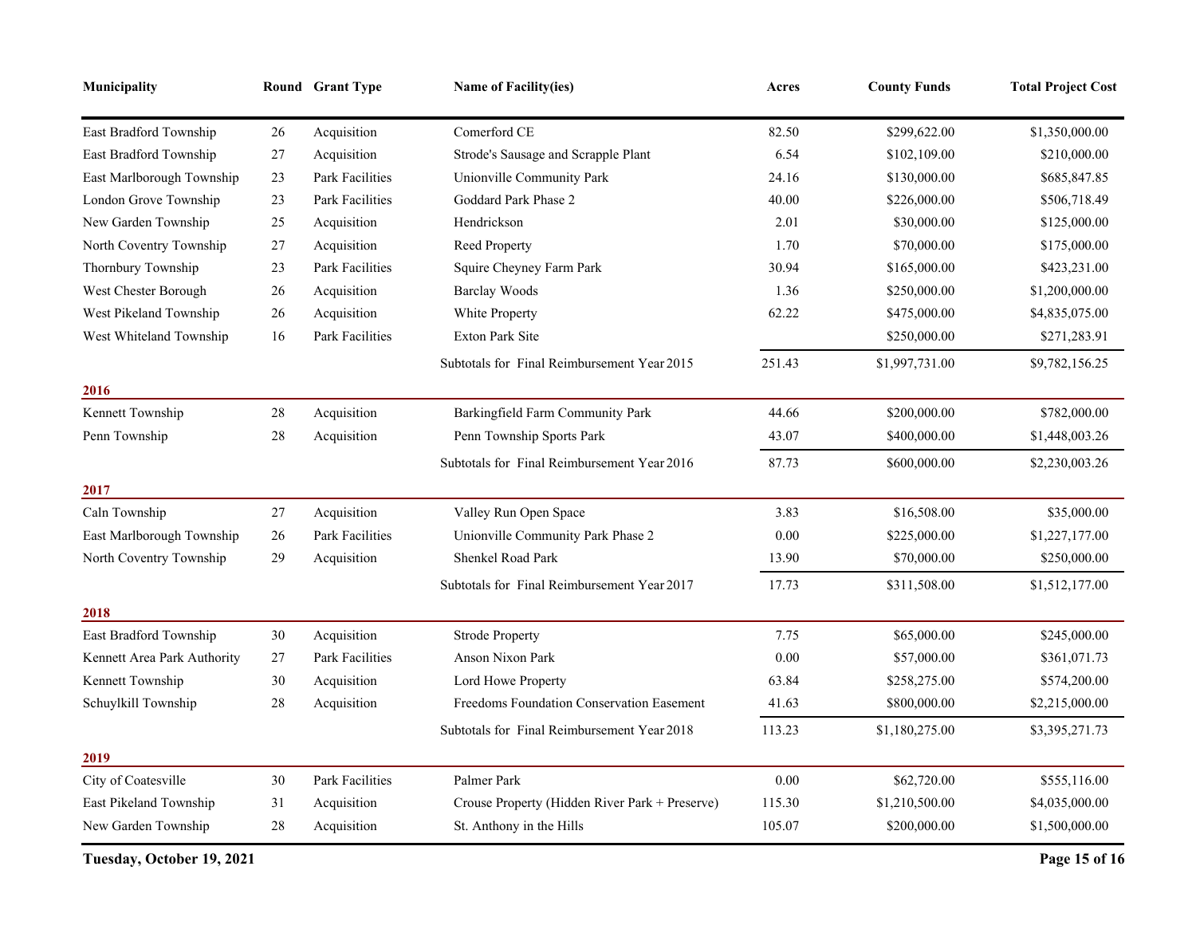| Municipality | Round | Grant Type | Name of Facility(ies) | Acres | County Funds | Total Project Cost |
|---|---|---|---|---|---|---|
| East Bradford Township | 26 | Acquisition | Comerford CE | 82.50 | $299,622.00 | $1,350,000.00 |
| East Bradford Township | 27 | Acquisition | Strode's Sausage and Scrapple Plant | 6.54 | $102,109.00 | $210,000.00 |
| East Marlborough Township | 23 | Park Facilities | Unionville Community Park | 24.16 | $130,000.00 | $685,847.85 |
| London Grove Township | 23 | Park Facilities | Goddard Park Phase 2 | 40.00 | $226,000.00 | $506,718.49 |
| New Garden Township | 25 | Acquisition | Hendrickson | 2.01 | $30,000.00 | $125,000.00 |
| North Coventry Township | 27 | Acquisition | Reed Property | 1.70 | $70,000.00 | $175,000.00 |
| Thornbury Township | 23 | Park Facilities | Squire Cheyney Farm Park | 30.94 | $165,000.00 | $423,231.00 |
| West Chester Borough | 26 | Acquisition | Barclay Woods | 1.36 | $250,000.00 | $1,200,000.00 |
| West Pikeland Township | 26 | Acquisition | White Property | 62.22 | $475,000.00 | $4,835,075.00 |
| West Whiteland Township | 16 | Park Facilities | Exton Park Site | | $250,000.00 | $271,283.91 |
| | | | Subtotals for Final Reimbursement Year 2015 | 251.43 | $1,997,731.00 | $9,782,156.25 |
| **2016** | | | | | | |
| Kennett Township | 28 | Acquisition | Barkingfield Farm Community Park | 44.66 | $200,000.00 | $782,000.00 |
| Penn Township | 28 | Acquisition | Penn Township Sports Park | 43.07 | $400,000.00 | $1,448,003.26 |
| | | | Subtotals for Final Reimbursement Year 2016 | 87.73 | $600,000.00 | $2,230,003.26 |
| **2017** | | | | | | |
| Caln Township | 27 | Acquisition | Valley Run Open Space | 3.83 | $16,508.00 | $35,000.00 |
| East Marlborough Township | 26 | Park Facilities | Unionville Community Park Phase 2 | 0.00 | $225,000.00 | $1,227,177.00 |
| North Coventry Township | 29 | Acquisition | Shenkel Road Park | 13.90 | $70,000.00 | $250,000.00 |
| | | | Subtotals for Final Reimbursement Year 2017 | 17.73 | $311,508.00 | $1,512,177.00 |
| **2018** | | | | | | |
| East Bradford Township | 30 | Acquisition | Strode Property | 7.75 | $65,000.00 | $245,000.00 |
| Kennett Area Park Authority | 27 | Park Facilities | Anson Nixon Park | 0.00 | $57,000.00 | $361,071.73 |
| Kennett Township | 30 | Acquisition | Lord Howe Property | 63.84 | $258,275.00 | $574,200.00 |
| Schuylkill Township | 28 | Acquisition | Freedoms Foundation Conservation Easement | 41.63 | $800,000.00 | $2,215,000.00 |
| | | | Subtotals for Final Reimbursement Year 2018 | 113.23 | $1,180,275.00 | $3,395,271.73 |
| **2019** | | | | | | |
| City of Coatesville | 30 | Park Facilities | Palmer Park | 0.00 | $62,720.00 | $555,116.00 |
| East Pikeland Township | 31 | Acquisition | Crouse Property (Hidden River Park + Preserve) | 115.30 | $1,210,500.00 | $4,035,000.00 |
| New Garden Township | 28 | Acquisition | St. Anthony in the Hills | 105.07 | $200,000.00 | $1,500,000.00 |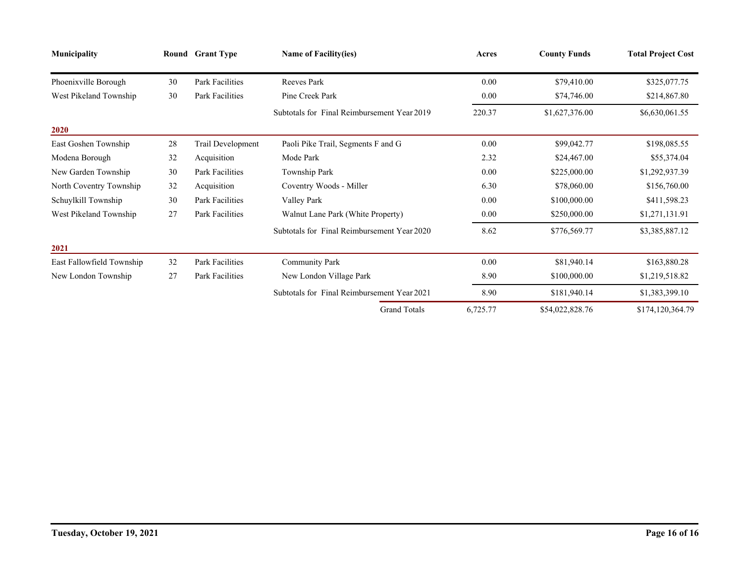| Municipality | Round | Grant Type | Name of Facility(ies) | Acres | County Funds | Total Project Cost |
|---|---|---|---|---|---|---|
| Phoenixville Borough | 30 | Park Facilities | Reeves Park | 0.00 | $79,410.00 | $325,077.75 |
| West Pikeland Township | 30 | Park Facilities | Pine Creek Park | 0.00 | $74,746.00 | $214,867.80 |
| | | | Subtotals for Final Reimbursement Year 2019 | 220.37 | $1,627,376.00 | $6,630,061.55 |
| **2020** | | | | | | |
| East Goshen Township | 28 | Trail Development | Paoli Pike Trail, Segments F and G | 0.00 | $99,042.77 | $198,085.55 |
| Modena Borough | 32 | Acquisition | Mode Park | 2.32 | $24,467.00 | $55,374.04 |
| New Garden Township | 30 | Park Facilities | Township Park | 0.00 | $225,000.00 | $1,292,937.39 |
| North Coventry Township | 32 | Acquisition | Coventry Woods - Miller | 6.30 | $78,060.00 | $156,760.00 |
| Schuylkill Township | 30 | Park Facilities | Valley Park | 0.00 | $100,000.00 | $411,598.23 |
| West Pikeland Township | 27 | Park Facilities | Walnut Lane Park (White Property) | 0.00 | $250,000.00 | $1,271,131.91 |
| | | | Subtotals for Final Reimbursement Year 2020 | 8.62 | $776,569.77 | $3,385,887.12 |
| **2021** | | | | | | |
| East Fallowfield Township | 32 | Park Facilities | Community Park | 0.00 | $81,940.14 | $163,880.28 |
| New London Township | 27 | Park Facilities | New London Village Park | 8.90 | $100,000.00 | $1,219,518.82 |
| | | | Subtotals for Final Reimbursement Year 2021 | 8.90 | $181,940.14 | $1,383,399.10 |
| | | | Grand Totals | 6,725.77 | $54,022,828.76 | $174,120,364.79 |

**Tuesday, October 19, 2021**